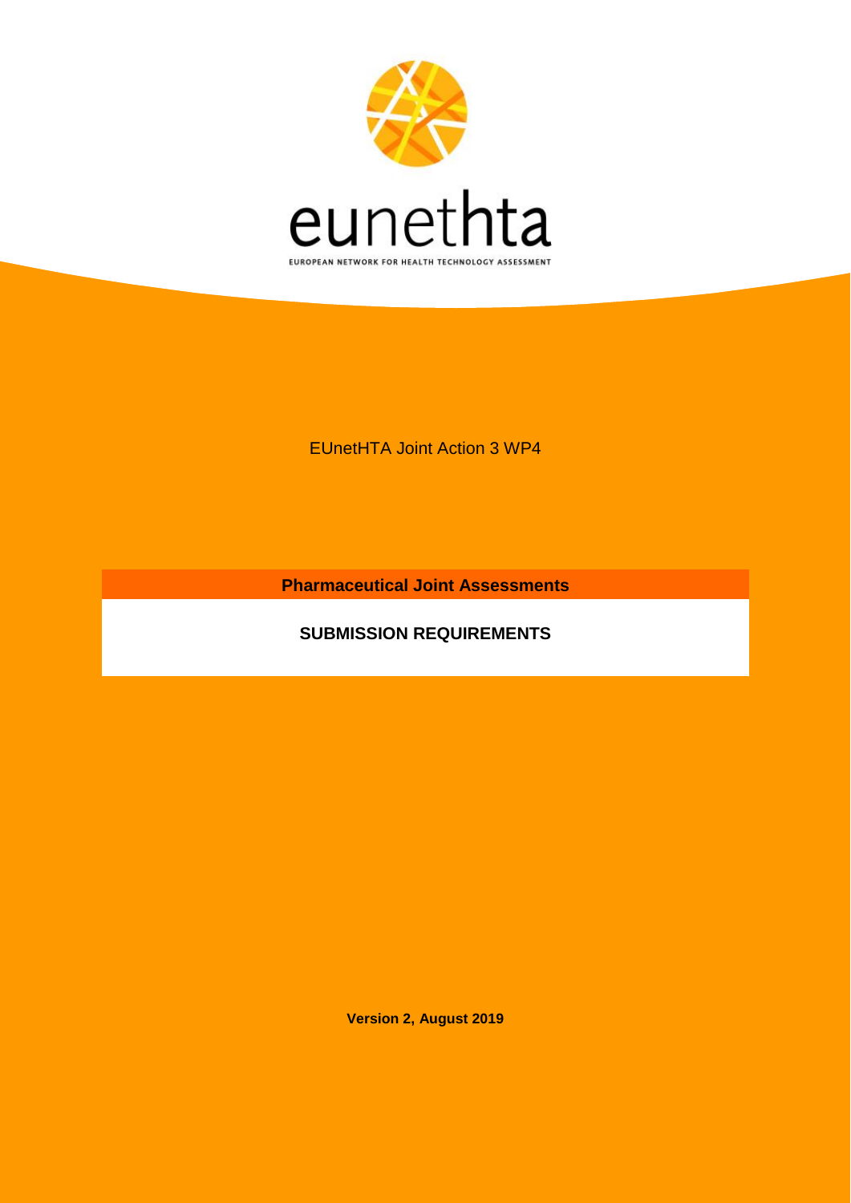eunethta

EUROPEAN NETWORK FOR HEALTH TECHNOLOGY ASSESSMENT

EUnetHTA Joint Action 3 WP4

**Pharmaceutical Joint Assessments**

**SUBMISSION REQUIREMENTS**

**Version 2, August 2019**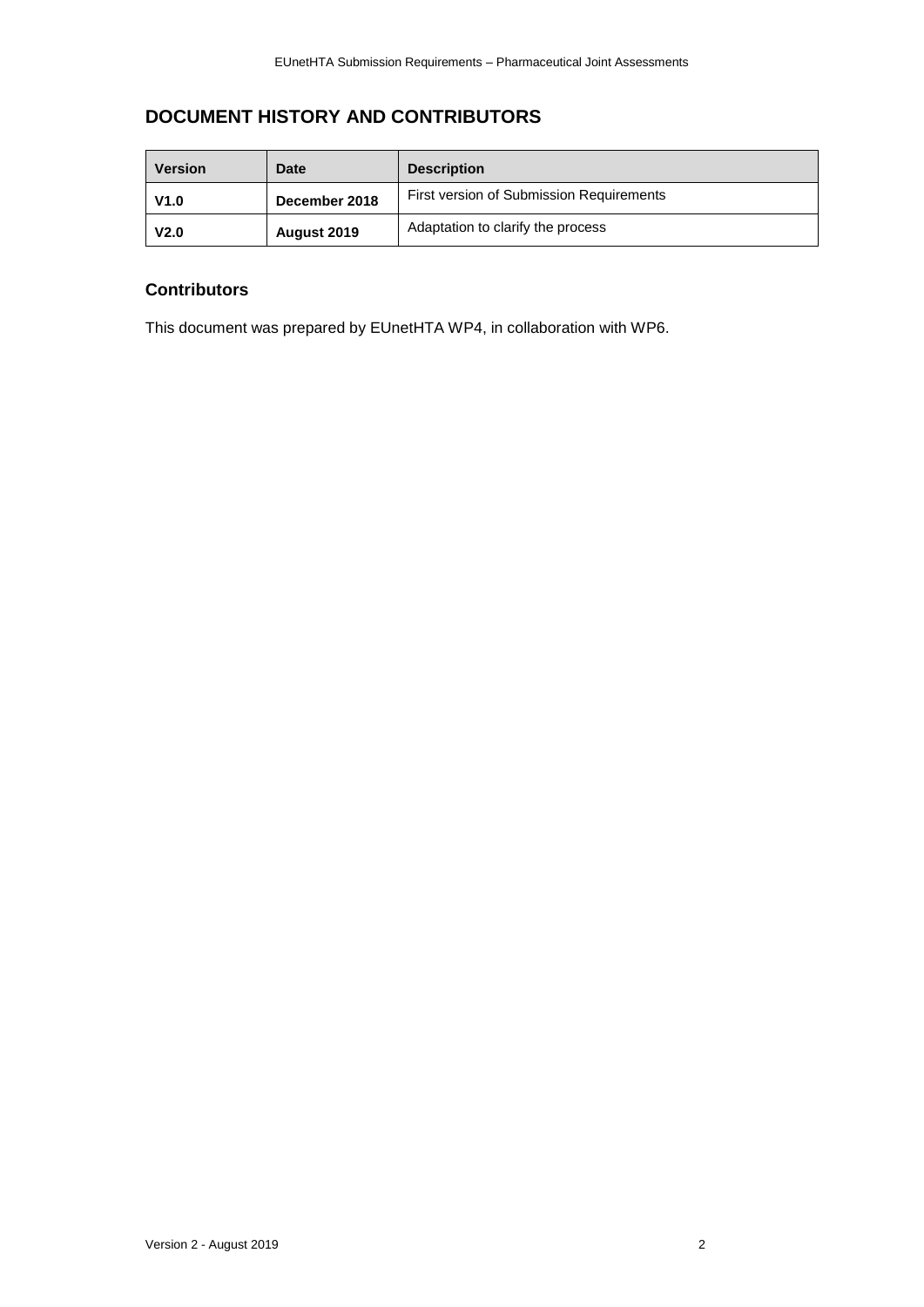## DOCUMENT HISTORY AND CONTRIBUTORS

| Version | Date | Description |
| --- | --- | --- |
| **V1.0** | **December 2018** | First version of Submission Requirements |
| **V2.0** | **August 2019** | Adaptation to clarify the process |

### Contributors

This document was prepared by EUnetHTA WP4, in collaboration with WP6.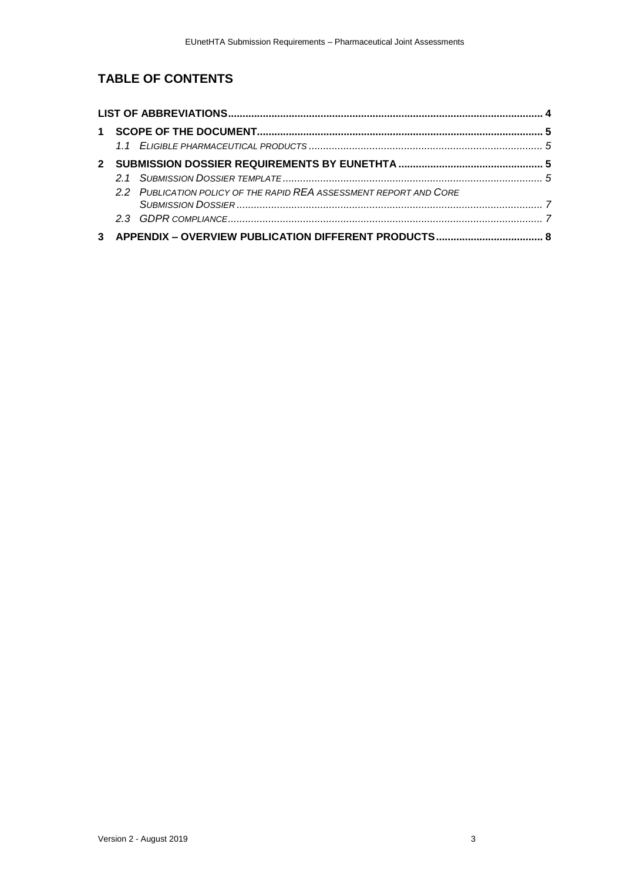## TABLE OF CONTENTS

**LIST OF ABBREVIATIONS** ........ **4**

**1 SCOPE OF THE DOCUMENT** ........ **5**

- *1.1 ELIGIBLE PHARMACEUTICAL PRODUCTS* ........ *5*

**2 SUBMISSION DOSSIER REQUIREMENTS BY EUNETHTA** ........ **5**

- *2.1 SUBMISSION DOSSIER TEMPLATE* ........ *5*
- *2.2 PUBLICATION POLICY OF THE RAPID REA ASSESSMENT REPORT AND CORE SUBMISSION DOSSIER* ........ *7*
- *2.3 GDPR COMPLIANCE* ........ *7*

**3 APPENDIX – OVERVIEW PUBLICATION DIFFERENT PRODUCTS** ........ **8**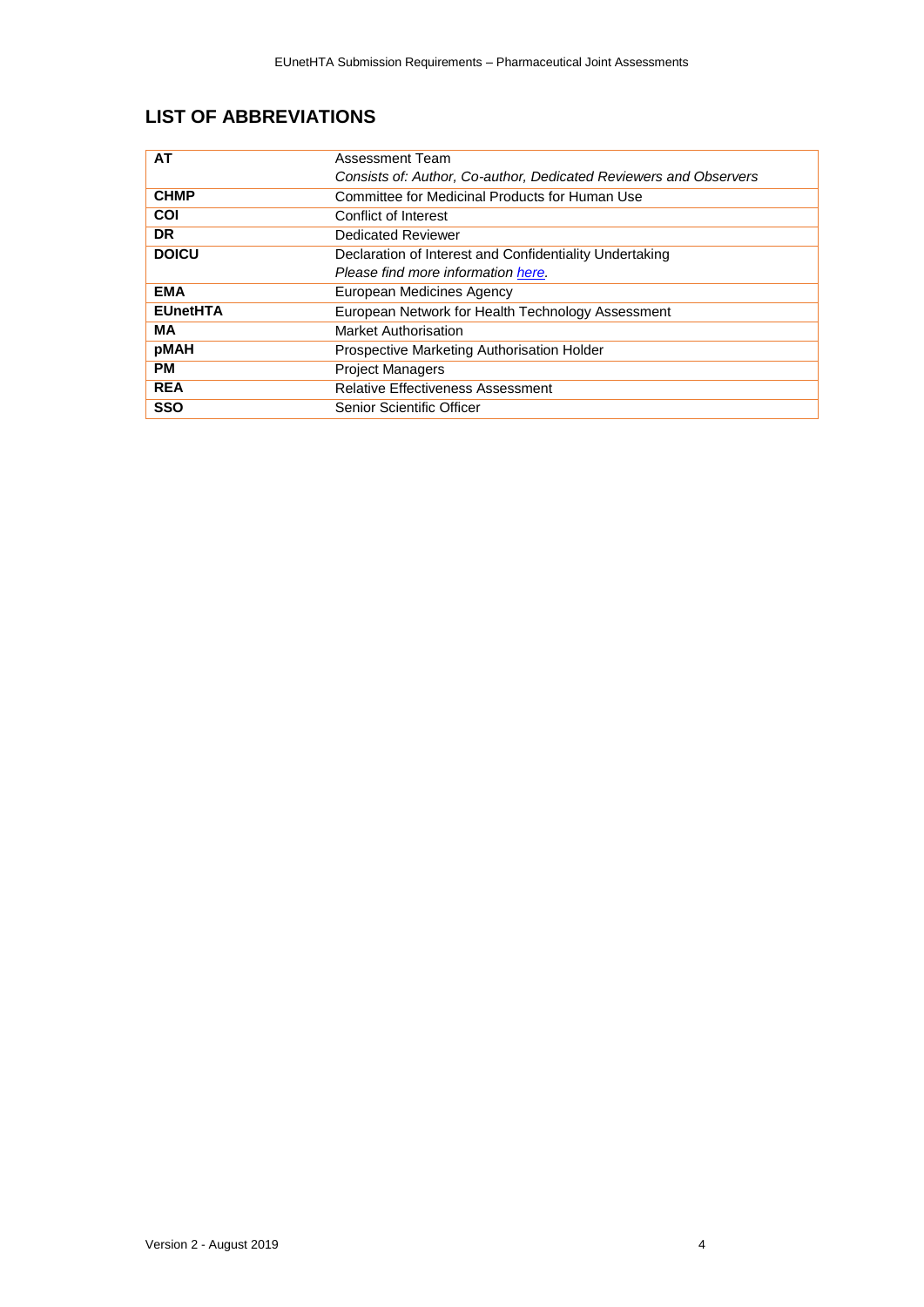## LIST OF ABBREVIATIONS

| | |
|---|---|
| **AT** | Assessment Team<br>*Consists of: Author, Co-author, Dedicated Reviewers and Observers* |
| **CHMP** | Committee for Medicinal Products for Human Use |
| **COI** | Conflict of Interest |
| **DR** | Dedicated Reviewer |
| **DOICU** | Declaration of Interest and Confidentiality Undertaking<br>*Please find more information here.* |
| **EMA** | European Medicines Agency |
| **EUnetHTA** | European Network for Health Technology Assessment |
| **MA** | Market Authorisation |
| **pMAH** | Prospective Marketing Authorisation Holder |
| **PM** | Project Managers |
| **REA** | Relative Effectiveness Assessment |
| **SSO** | Senior Scientific Officer |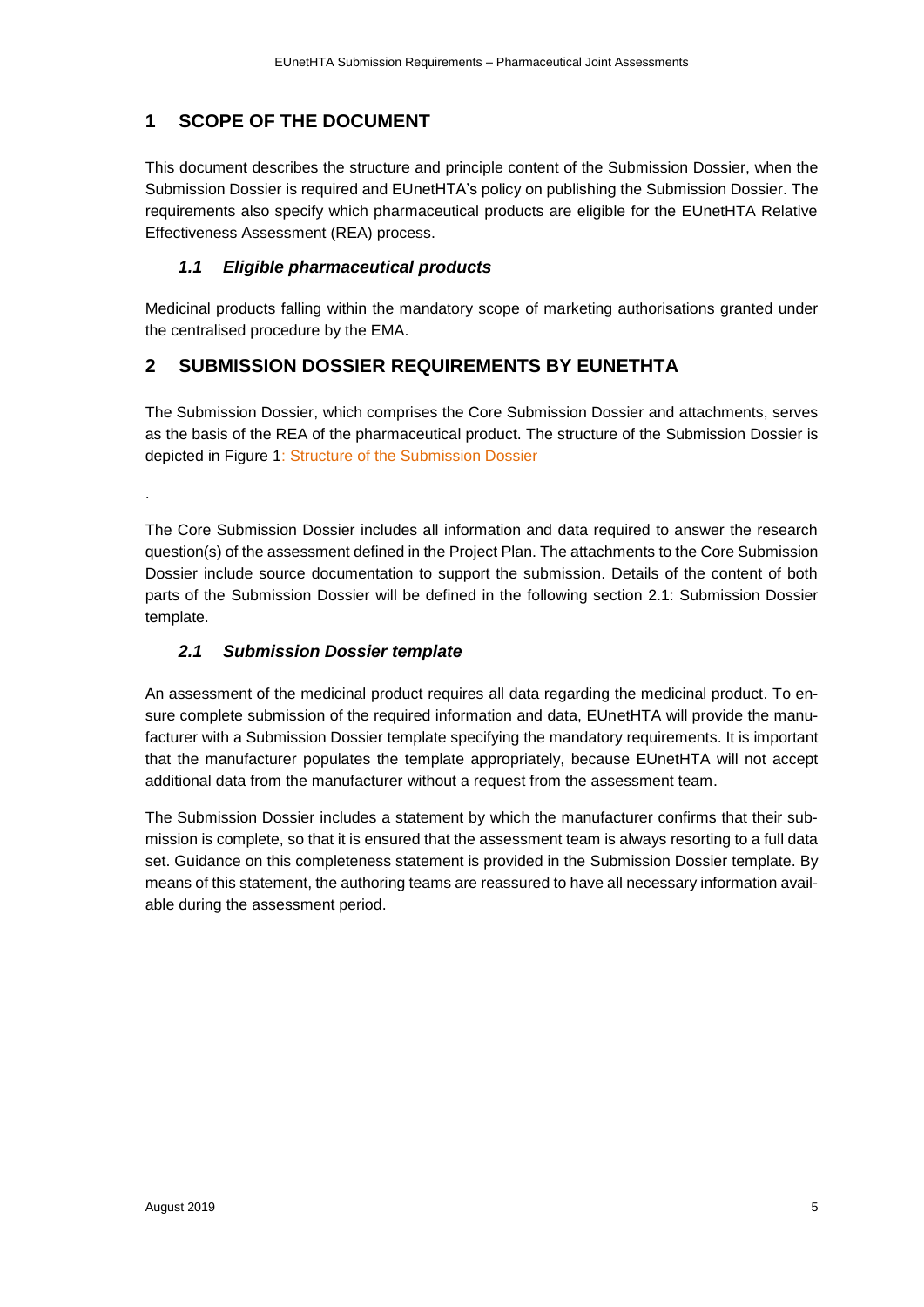# 1 SCOPE OF THE DOCUMENT

This document describes the structure and principle content of the Submission Dossier, when the Submission Dossier is required and EUnetHTA's policy on publishing the Submission Dossier. The requirements also specify which pharmaceutical products are eligible for the EUnetHTA Relative Effectiveness Assessment (REA) process.

## *1.1 Eligible pharmaceutical products*

Medicinal products falling within the mandatory scope of marketing authorisations granted under the centralised procedure by the EMA.

# 2 SUBMISSION DOSSIER REQUIREMENTS BY EUNETHTA

The Submission Dossier, which comprises the Core Submission Dossier and attachments, serves as the basis of the REA of the pharmaceutical product. The structure of the Submission Dossier is depicted in Figure 1: Structure of the Submission Dossier

.

The Core Submission Dossier includes all information and data required to answer the research question(s) of the assessment defined in the Project Plan. The attachments to the Core Submission Dossier include source documentation to support the submission. Details of the content of both parts of the Submission Dossier will be defined in the following section 2.1: Submission Dossier template.

## *2.1 Submission Dossier template*

An assessment of the medicinal product requires all data regarding the medicinal product. To ensure complete submission of the required information and data, EUnetHTA will provide the manufacturer with a Submission Dossier template specifying the mandatory requirements. It is important that the manufacturer populates the template appropriately, because EUnetHTA will not accept additional data from the manufacturer without a request from the assessment team.

The Submission Dossier includes a statement by which the manufacturer confirms that their submission is complete, so that it is ensured that the assessment team is always resorting to a full data set. Guidance on this completeness statement is provided in the Submission Dossier template. By means of this statement, the authoring teams are reassured to have all necessary information available during the assessment period.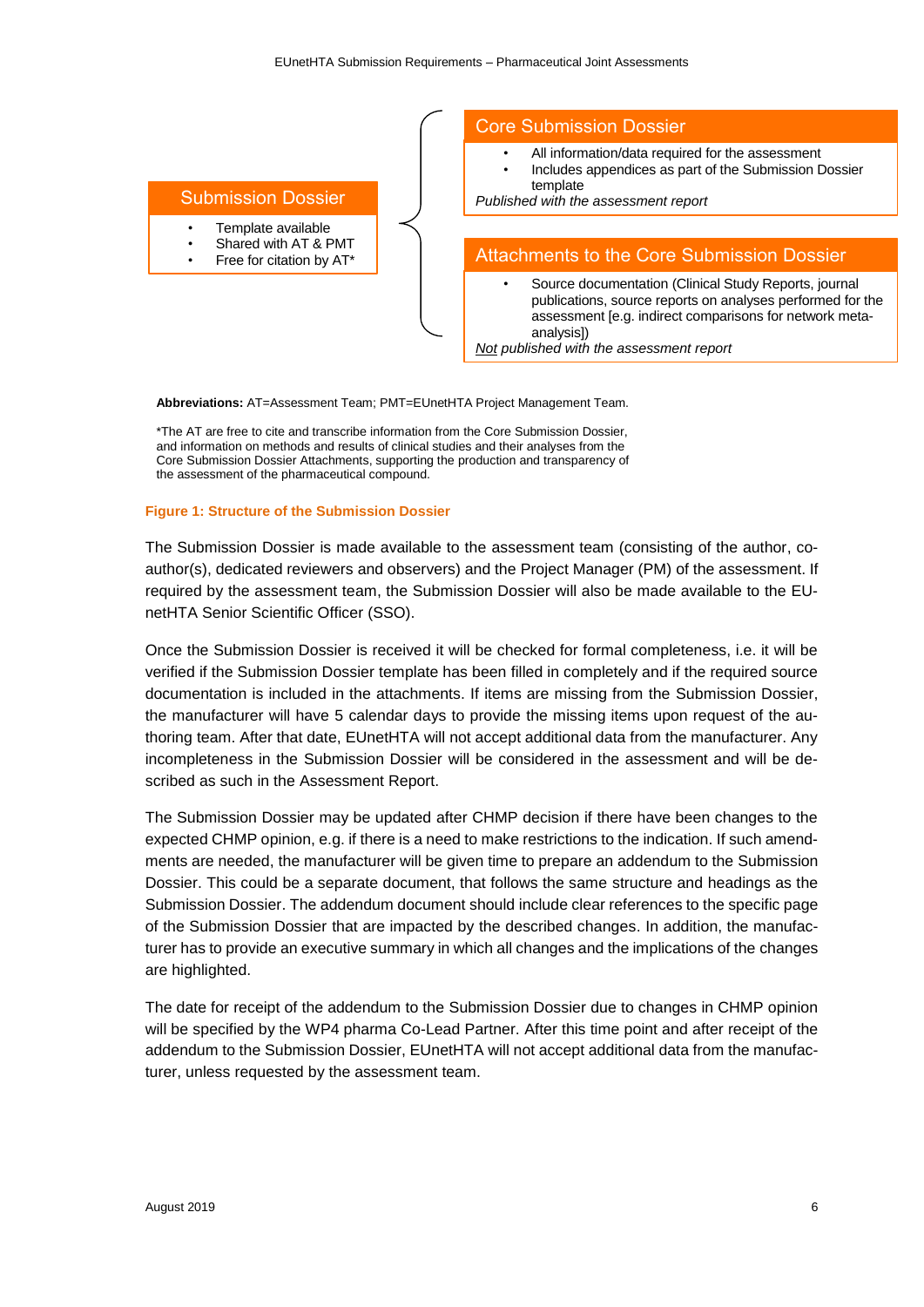**Submission Dossier**

- Template available
- Shared with AT & PMT
- Free for citation by AT*

**Core Submission Dossier**

- All information/data required for the assessment
- Includes appendices as part of the Submission Dossier template

*Published with the assessment report*

**Attachments to the Core Submission Dossier**

- Source documentation (Clinical Study Reports, journal publications, source reports on analyses performed for the assessment [e.g. indirect comparisons for network meta-analysis])

*Not published with the assessment report*

**Abbreviations:** AT=Assessment Team; PMT=EUnetHTA Project Management Team.

*The AT are free to cite and transcribe information from the Core Submission Dossier, and information on methods and results of clinical studies and their analyses from the Core Submission Dossier Attachments, supporting the production and transparency of the assessment of the pharmaceutical compound.

**Figure 1: Structure of the Submission Dossier**

The Submission Dossier is made available to the assessment team (consisting of the author, co-author(s), dedicated reviewers and observers) and the Project Manager (PM) of the assessment. If required by the assessment team, the Submission Dossier will also be made available to the EUnetHTA Senior Scientific Officer (SSO).

Once the Submission Dossier is received it will be checked for formal completeness, i.e. it will be verified if the Submission Dossier template has been filled in completely and if the required source documentation is included in the attachments. If items are missing from the Submission Dossier, the manufacturer will have 5 calendar days to provide the missing items upon request of the authoring team. After that date, EUnetHTA will not accept additional data from the manufacturer. Any incompleteness in the Submission Dossier will be considered in the assessment and will be described as such in the Assessment Report.

The Submission Dossier may be updated after CHMP decision if there have been changes to the expected CHMP opinion, e.g. if there is a need to make restrictions to the indication. If such amendments are needed, the manufacturer will be given time to prepare an addendum to the Submission Dossier. This could be a separate document, that follows the same structure and headings as the Submission Dossier. The addendum document should include clear references to the specific page of the Submission Dossier that are impacted by the described changes. In addition, the manufacturer has to provide an executive summary in which all changes and the implications of the changes are highlighted.

The date for receipt of the addendum to the Submission Dossier due to changes in CHMP opinion will be specified by the WP4 pharma Co-Lead Partner. After this time point and after receipt of the addendum to the Submission Dossier, EUnetHTA will not accept additional data from the manufacturer, unless requested by the assessment team.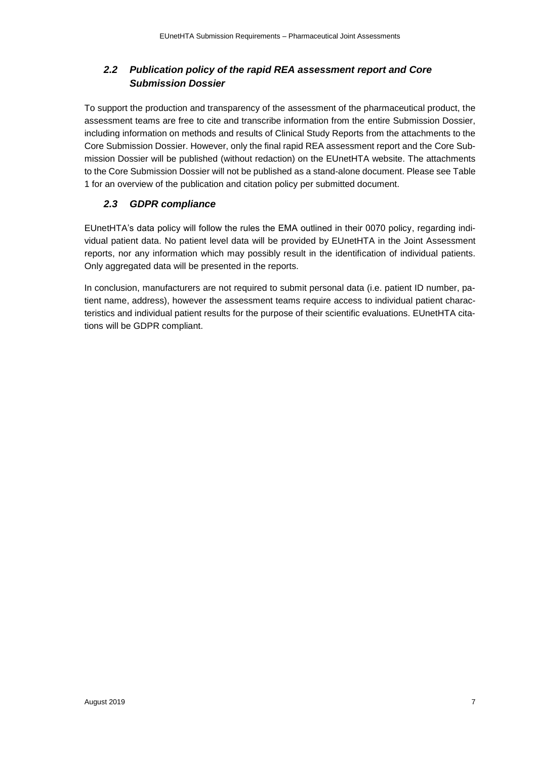### *2.2 Publication policy of the rapid REA assessment report and Core Submission Dossier*

To support the production and transparency of the assessment of the pharmaceutical product, the assessment teams are free to cite and transcribe information from the entire Submission Dossier, including information on methods and results of Clinical Study Reports from the attachments to the Core Submission Dossier. However, only the final rapid REA assessment report and the Core Submission Dossier will be published (without redaction) on the EUnetHTA website. The attachments to the Core Submission Dossier will not be published as a stand-alone document. Please see Table 1 for an overview of the publication and citation policy per submitted document.

### *2.3 GDPR compliance*

EUnetHTA's data policy will follow the rules the EMA outlined in their 0070 policy, regarding individual patient data. No patient level data will be provided by EUnetHTA in the Joint Assessment reports, nor any information which may possibly result in the identification of individual patients. Only aggregated data will be presented in the reports.

In conclusion, manufacturers are not required to submit personal data (i.e. patient ID number, patient name, address), however the assessment teams require access to individual patient characteristics and individual patient results for the purpose of their scientific evaluations. EUnetHTA citations will be GDPR compliant.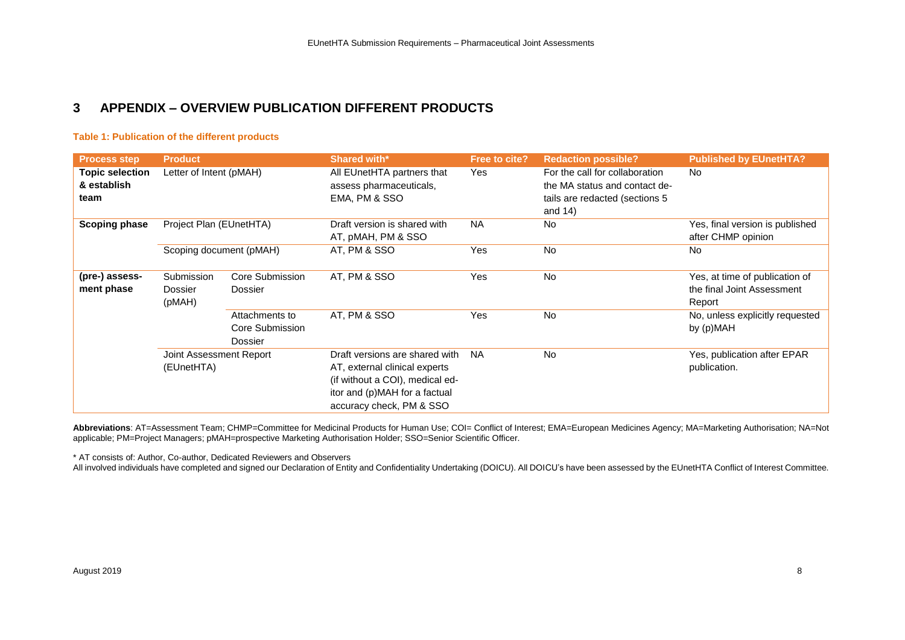# 3 APPENDIX – OVERVIEW PUBLICATION DIFFERENT PRODUCTS

**Table 1: Publication of the different products**

| Process step | Product | | Shared with* | Free to cite? | Redaction possible? | Published by EUnetHTA? |
|---|---|---|---|---|---|---|
| **Topic selection & establish team** | Letter of Intent (pMAH) | | All EUnetHTA partners that assess pharmaceuticals, EMA, PM & SSO | Yes | For the call for collaboration the MA status and contact details are redacted (sections 5 and 14) | No |
| **Scoping phase** | Project Plan (EUnetHTA) | | Draft version is shared with AT, pMAH, PM & SSO | NA | No | Yes, final version is published after CHMP opinion |
| | Scoping document (pMAH) | | AT, PM & SSO | Yes | No | No |
| **(pre-) assessment phase** | Submission Dossier (pMAH) | Core Submission Dossier | AT, PM & SSO | Yes | No | Yes, at time of publication of the final Joint Assessment Report |
| | | Attachments to Core Submission Dossier | AT, PM & SSO | Yes | No | No, unless explicitly requested by (p)MAH |
| | Joint Assessment Report (EUnetHTA) | | Draft versions are shared with AT, external clinical experts (if without a COI), medical editor and (p)MAH for a factual accuracy check, PM & SSO | NA | No | Yes, publication after EPAR publication. |

**Abbreviations**: AT=Assessment Team; CHMP=Committee for Medicinal Products for Human Use; COI= Conflict of Interest; EMA=European Medicines Agency; MA=Marketing Authorisation; NA=Not applicable; PM=Project Managers; pMAH=prospective Marketing Authorisation Holder; SSO=Senior Scientific Officer.

* AT consists of: Author, Co-author, Dedicated Reviewers and Observers
All involved individuals have completed and signed our Declaration of Entity and Confidentiality Undertaking (DOICU). All DOICU's have been assessed by the EUnetHTA Conflict of Interest Committee.